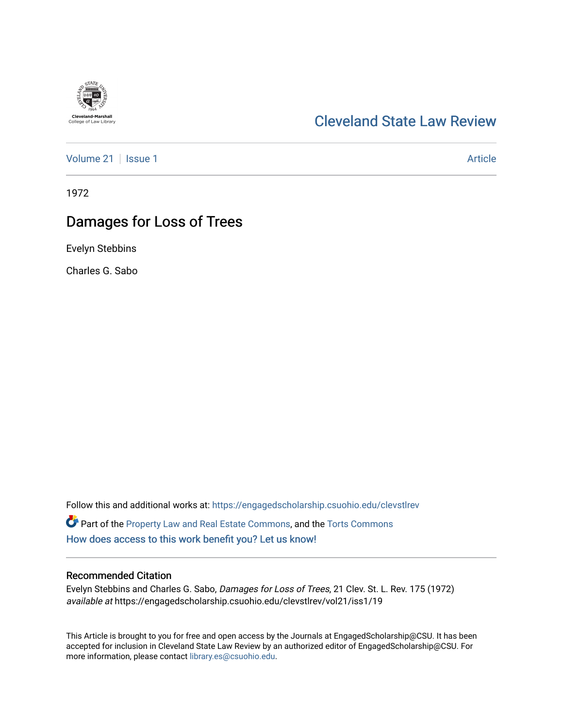Cleveland-Marshall College of Law Library

# Cleveland State Law Review

Volume 21 | Issue 1 | Article

1972

## Damages for Loss of Trees

Evelyn Stebbins

Charles G. Sabo

Follow this and additional works at: https://engagedscholarship.csuohio.edu/clevstlrev

Part of the Property Law and Real Estate Commons, and the Torts Commons

How does access to this work benefit you? Let us know!

### Recommended Citation

Evelyn Stebbins and Charles G. Sabo, *Damages for Loss of Trees*, 21 Clev. St. L. Rev. 175 (1972) *available at* https://engagedscholarship.csuohio.edu/clevstlrev/vol21/iss1/19

This Article is brought to you for free and open access by the Journals at EngagedScholarship@CSU. It has been accepted for inclusion in Cleveland State Law Review by an authorized editor of EngagedScholarship@CSU. For more information, please contact library.es@csuohio.edu.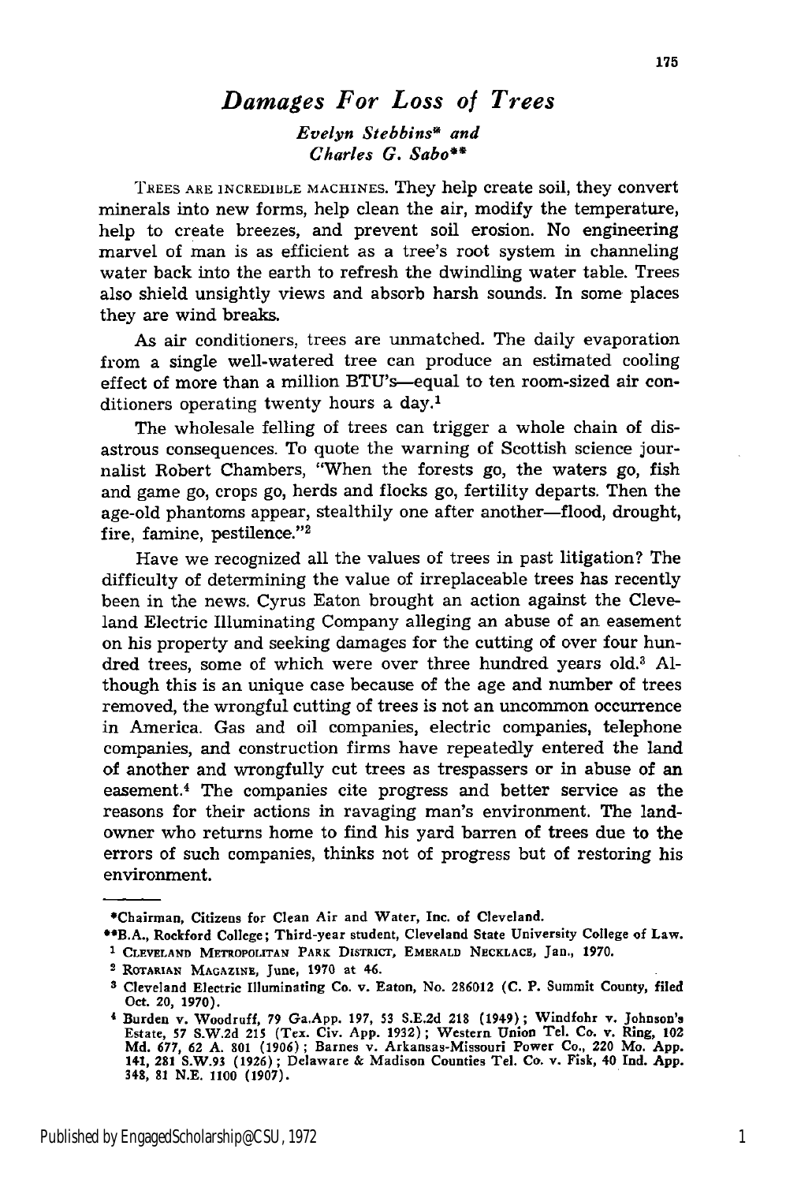# *Damages For Loss of Trees*

*Evelyn Stebbins\* and Charles G. Sabo\*\**

TREES ARE INCREDIBLE MACHINES. They help create soil, they convert minerals into new forms, help clean the air, modify the temperature, help to create breezes, and prevent soil erosion. No engineering marvel of man is as efficient as a tree's root system in channeling water back into the earth to refresh the dwindling water table. Trees also shield unsightly views and absorb harsh sounds. In some places they are wind breaks.

As air conditioners, trees are unmatched. The daily evaporation from a single well-watered tree can produce an estimated cooling effect of more than a million BTU's—equal to ten room-sized air conditioners operating twenty hours a day.[1]

The wholesale felling of trees can trigger a whole chain of disastrous consequences. To quote the warning of Scottish science journalist Robert Chambers, "When the forests go, the waters go, fish and game go, crops go, herds and flocks go, fertility departs. Then the age-old phantoms appear, stealthily one after another—flood, drought, fire, famine, pestilence."[2]

Have we recognized all the values of trees in past litigation? The difficulty of determining the value of irreplaceable trees has recently been in the news. Cyrus Eaton brought an action against the Cleveland Electric Illuminating Company alleging an abuse of an easement on his property and seeking damages for the cutting of over four hundred trees, some of which were over three hundred years old.[3] Although this is an unique case because of the age and number of trees removed, the wrongful cutting of trees is not an uncommon occurrence in America. Gas and oil companies, electric companies, telephone companies, and construction firms have repeatedly entered the land of another and wrongfully cut trees as trespassers or in abuse of an easement.[4] The companies cite progress and better service as the reasons for their actions in ravaging man's environment. The landowner who returns home to find his yard barren of trees due to the errors of such companies, thinks not of progress but of restoring his environment.

---

\*Chairman, Citizens for Clean Air and Water, Inc. of Cleveland.

\*\*B.A., Rockford College; Third-year student, Cleveland State University College of Law.

[1] CLEVELAND METROPOLITAN PARK DISTRICT, EMERALD NECKLACE, Jan., 1970.

[2] ROTARIAN MAGAZINE, June, 1970 at 46.

[3] Cleveland Electric Illuminating Co. v. Eaton, No. 286012 (C. P. Summit County, filed Oct. 20, 1970).

[4] Burden v. Woodruff, 79 Ga.App. 197, 53 S.E.2d 218 (1949); Windfohr v. Johnson's Estate, 57 S.W.2d 215 (Tex. Civ. App. 1932); Western Union Tel. Co. v. Ring, 102 Md. 677, 62 A. 801 (1906); Barnes v. Arkansas-Missouri Power Co., 220 Mo. App. 141, 281 S.W.93 (1926); Delaware & Madison Counties Tel. Co. v. Fisk, 40 Ind. App. 348, 81 N.E. 1100 (1907).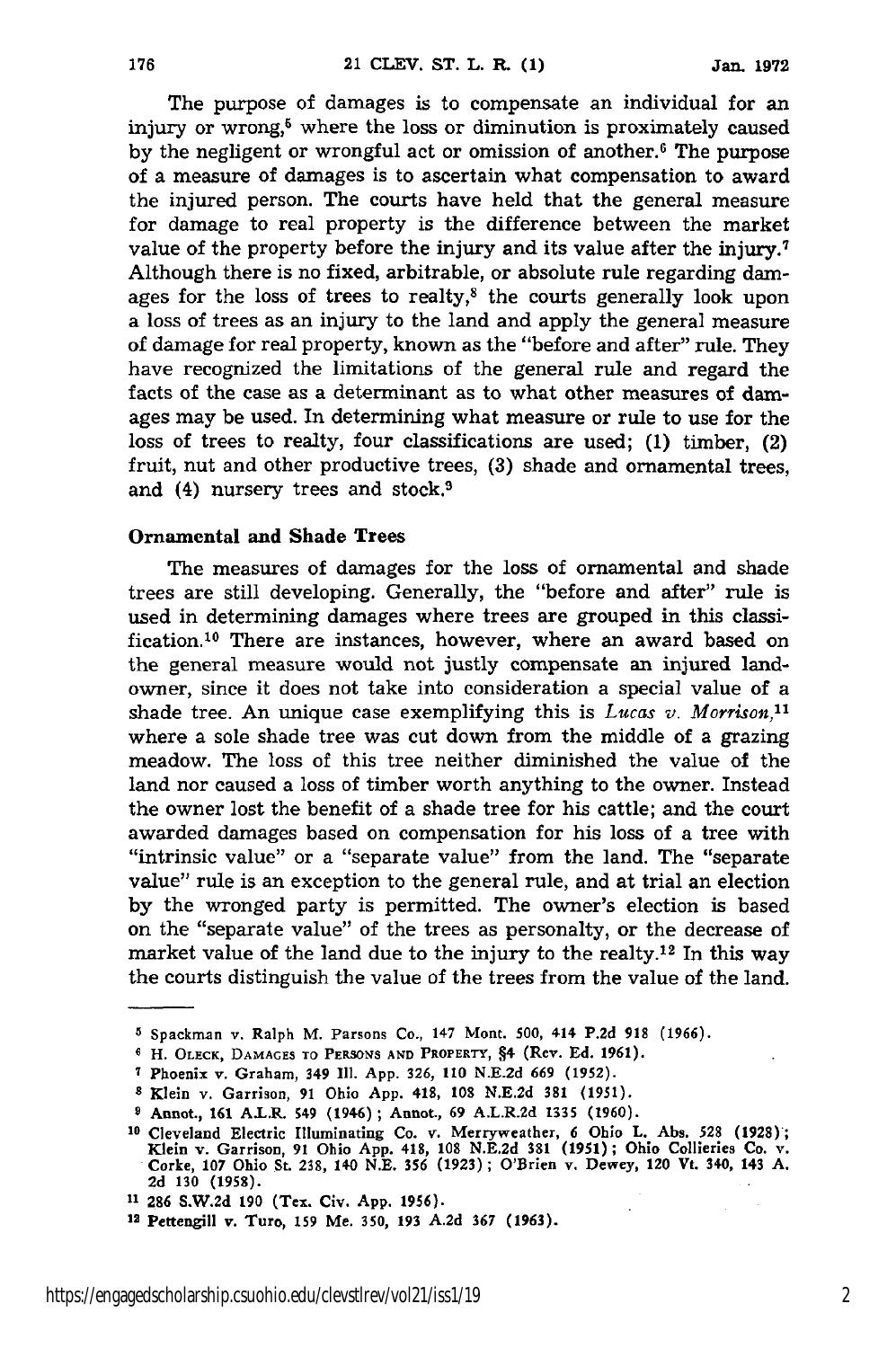The purpose of damages is to compensate an individual for an injury or wrong,[5] where the loss or diminution is proximately caused by the negligent or wrongful act or omission of another.[6] The purpose of a measure of damages is to ascertain what compensation to award the injured person. The courts have held that the general measure for damage to real property is the difference between the market value of the property before the injury and its value after the injury.[7] Although there is no fixed, arbitrable, or absolute rule regarding damages for the loss of trees to realty,[8] the courts generally look upon a loss of trees as an injury to the land and apply the general measure of damage for real property, known as the "before and after" rule. They have recognized the limitations of the general rule and regard the facts of the case as a determinant as to what other measures of damages may be used. In determining what measure or rule to use for the loss of trees to realty, four classifications are used; (1) timber, (2) fruit, nut and other productive trees, (3) shade and ornamental trees, and (4) nursery trees and stock.[9]

### Ornamental and Shade Trees

The measures of damages for the loss of ornamental and shade trees are still developing. Generally, the "before and after" rule is used in determining damages where trees are grouped in this classification.[10] There are instances, however, where an award based on the general measure would not justly compensate an injured landowner, since it does not take into consideration a special value of a shade tree. An unique case exemplifying this is *Lucas v. Morrison*,[11] where a sole shade tree was cut down from the middle of a grazing meadow. The loss of this tree neither diminished the value of the land nor caused a loss of timber worth anything to the owner. Instead the owner lost the benefit of a shade tree for his cattle; and the court awarded damages based on compensation for his loss of a tree with "intrinsic value" or a "separate value" from the land. The "separate value" rule is an exception to the general rule, and at trial an election by the wronged party is permitted. The owner's election is based on the "separate value" of the trees as personalty, or the decrease of market value of the land due to the injury to the realty.[12] In this way the courts distinguish the value of the trees from the value of the land.

---

[5] Spackman v. Ralph M. Parsons Co., 147 Mont. 500, 414 P.2d 918 (1966).

[6] H. Oleck, Damages to Persons and Property, §4 (Rev. Ed. 1961).

[7] Phoenix v. Graham, 349 Ill. App. 326, 110 N.E.2d 669 (1952).

[8] Klein v. Garrison, 91 Ohio App. 418, 108 N.E.2d 381 (1951).

[9] Annot., 161 A.L.R. 549 (1946); Annot., 69 A.L.R.2d 1335 (1960).

[10] Cleveland Electric Illuminating Co. v. Merryweather, 6 Ohio L. Abs. 528 (1928); Klein v. Garrison, 91 Ohio App. 418, 108 N.E.2d 381 (1951); Ohio Collieries Co. v. Corke, 107 Ohio St. 238, 140 N.E. 356 (1923); O'Brien v. Dewey, 120 Vt. 340, 143 A. 2d 130 (1958).

[11] 286 S.W.2d 190 (Tex. Civ. App. 1956).

[12] Pettengill v. Turo, 159 Me. 350, 193 A.2d 367 (1963).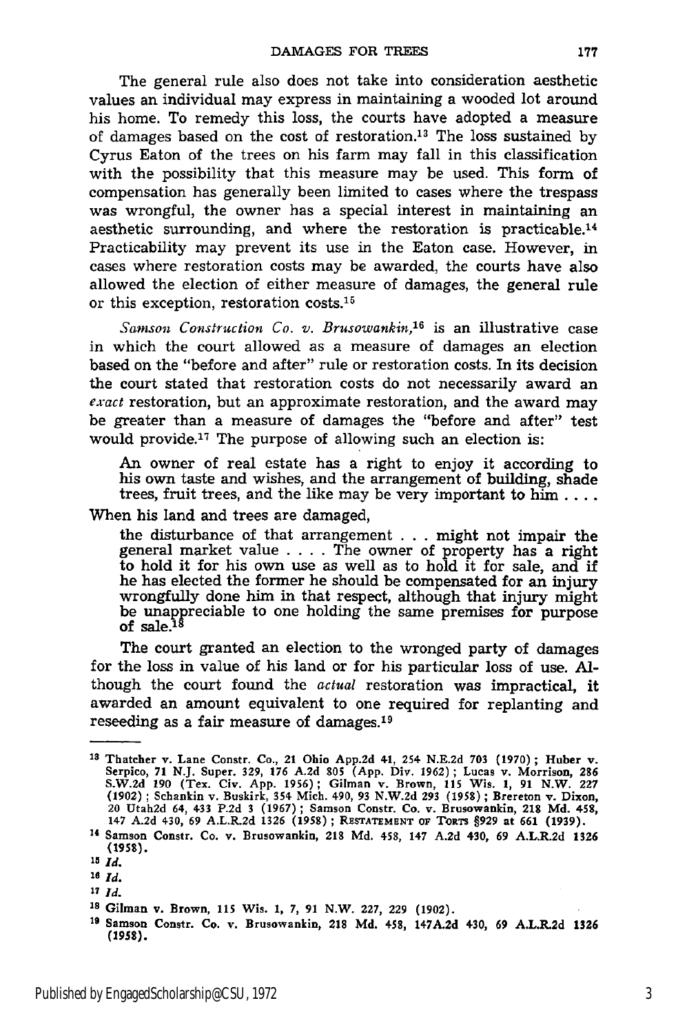The general rule also does not take into consideration aesthetic values an individual may express in maintaining a wooded lot around his home. To remedy this loss, the courts have adopted a measure of damages based on the cost of restoration.[13] The loss sustained by Cyrus Eaton of the trees on his farm may fall in this classification with the possibility that this measure may be used. This form of compensation has generally been limited to cases where the trespass was wrongful, the owner has a special interest in maintaining an aesthetic surrounding, and where the restoration is practicable.[14] Practicability may prevent its use in the Eaton case. However, in cases where restoration costs may be awarded, the courts have also allowed the election of either measure of damages, the general rule or this exception, restoration costs.[15]

*Samson Construction Co. v. Brusowankin*,[16] is an illustrative case in which the court allowed as a measure of damages an election based on the "before and after" rule or restoration costs. In its decision the court stated that restoration costs do not necessarily award an *exact* restoration, but an approximate restoration, and the award may be greater than a measure of damages the "before and after" test would provide.[17] The purpose of allowing such an election is:

> An owner of real estate has a right to enjoy it according to his own taste and wishes, and the arrangement of building, shade trees, fruit trees, and the like may be very important to him . . . .

When his land and trees are damaged,

> the disturbance of that arrangement . . . might not impair the general market value . . . . The owner of property has a right to hold it for his own use as well as to hold it for sale, and if he has elected the former he should be compensated for an injury wrongfully done him in that respect, although that injury might be unappreciable to one holding the same premises for purpose of sale.[18]

The court granted an election to the wronged party of damages for the loss in value of his land or for his particular loss of use. Although the court found the *actual* restoration was impractical, it awarded an amount equivalent to one required for replanting and reseeding as a fair measure of damages.[19]

---

[13] Thatcher v. Lane Constr. Co., 21 Ohio App.2d 41, 254 N.E.2d 703 (1970); Huber v. Serpico, 71 N.J. Super. 329, 176 A.2d 805 (App. Div. 1962); Lucas v. Morrison, 286 S.W.2d 190 (Tex. Civ. App. 1956); Gilman v. Brown, 115 Wis. 1, 91 N.W. 227 (1902); Schankin v. Buskirk, 354 Mich. 490, 93 N.W.2d 293 (1958); Brereton v. Dixon, 20 Utah2d 64, 433 P.2d 3 (1967); Samson Constr. Co. v. Brusowankin, 218 Md. 458, 147 A.2d 430, 69 A.L.R.2d 1326 (1958); RESTATEMENT OF TORTS §929 at 661 (1939).

[14] Samson Constr. Co. v. Brusowankin, 218 Md. 458, 147 A.2d 430, 69 A.L.R.2d 1326 (1958).

[15] *Id.*

[16] *Id.*

[17] *Id.*

[18] Gilman v. Brown, 115 Wis. 1, 7, 91 N.W. 227, 229 (1902).

[19] Samson Constr. Co. v. Brusowankin, 218 Md. 458, 147A.2d 430, 69 A.L.R.2d 1326 (1958).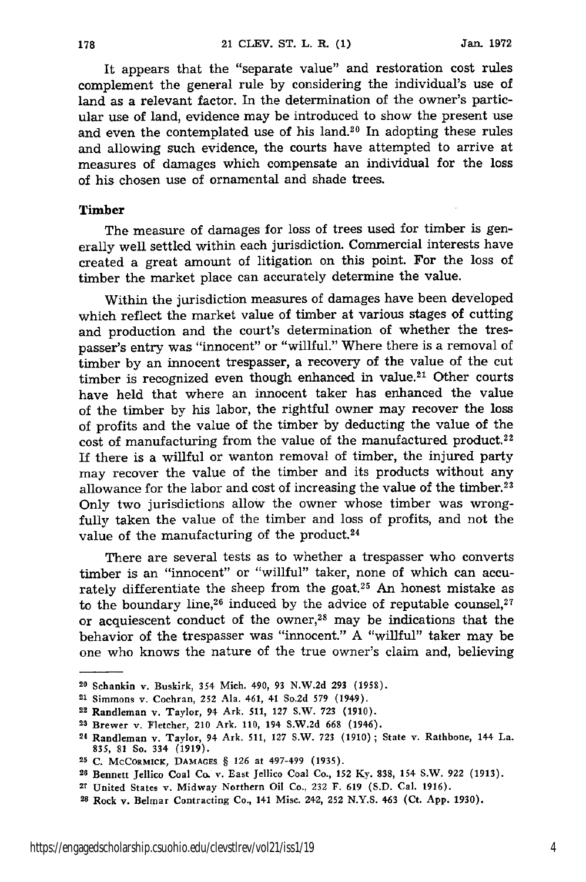It appears that the "separate value" and restoration cost rules complement the general rule by considering the individual's use of land as a relevant factor. In the determination of the owner's particular use of land, evidence may be introduced to show the present use and even the contemplated use of his land.[20] In adopting these rules and allowing such evidence, the courts have attempted to arrive at measures of damages which compensate an individual for the loss of his chosen use of ornamental and shade trees.

### Timber

The measure of damages for loss of trees used for timber is generally well settled within each jurisdiction. Commercial interests have created a great amount of litigation on this point. For the loss of timber the market place can accurately determine the value.

Within the jurisdiction measures of damages have been developed which reflect the market value of timber at various stages of cutting and production and the court's determination of whether the trespasser's entry was "innocent" or "willful." Where there is a removal of timber by an innocent trespasser, a recovery of the value of the cut timber is recognized even though enhanced in value.[21] Other courts have held that where an innocent taker has enhanced the value of the timber by his labor, the rightful owner may recover the loss of profits and the value of the timber by deducting the value of the cost of manufacturing from the value of the manufactured product.[22] If there is a willful or wanton removal of timber, the injured party may recover the value of the timber and its products without any allowance for the labor and cost of increasing the value of the timber.[23] Only two jurisdictions allow the owner whose timber was wrongfully taken the value of the timber and loss of profits, and not the value of the manufacturing of the product.[24]

There are several tests as to whether a trespasser who converts timber is an "innocent" or "willful" taker, none of which can accurately differentiate the sheep from the goat.[25] An honest mistake as to the boundary line,[26] induced by the advice of reputable counsel,[27] or acquiescent conduct of the owner,[28] may be indications that the behavior of the trespasser was "innocent." A "willful" taker may be one who knows the nature of the true owner's claim and, believing

---

[20] Schankin v. Buskirk, 354 Mich. 490, 93 N.W.2d 293 (1958).

[21] Simmons v. Cochran, 252 Ala. 461, 41 So.2d 579 (1949).

[22] Randleman v. Taylor, 94 Ark. 511, 127 S.W. 723 (1910).

[23] Brewer v. Fletcher, 210 Ark. 110, 194 S.W.2d 668 (1946).

[24] Randleman v. Taylor, 94 Ark. 511, 127 S.W. 723 (1910); State v. Rathbone, 144 La. 835, 81 So. 334 (1919).

[25] C. McCormick, Damages § 126 at 497-499 (1935).

[26] Bennett Jellico Coal Co. v. East Jellico Coal Co., 152 Ky. 838, 154 S.W. 922 (1913).

[27] United States v. Midway Northern Oil Co., 232 F. 619 (S.D. Cal. 1916).

[28] Rock v. Belmar Contracting Co., 141 Misc. 242, 252 N.Y.S. 463 (Ct. App. 1930).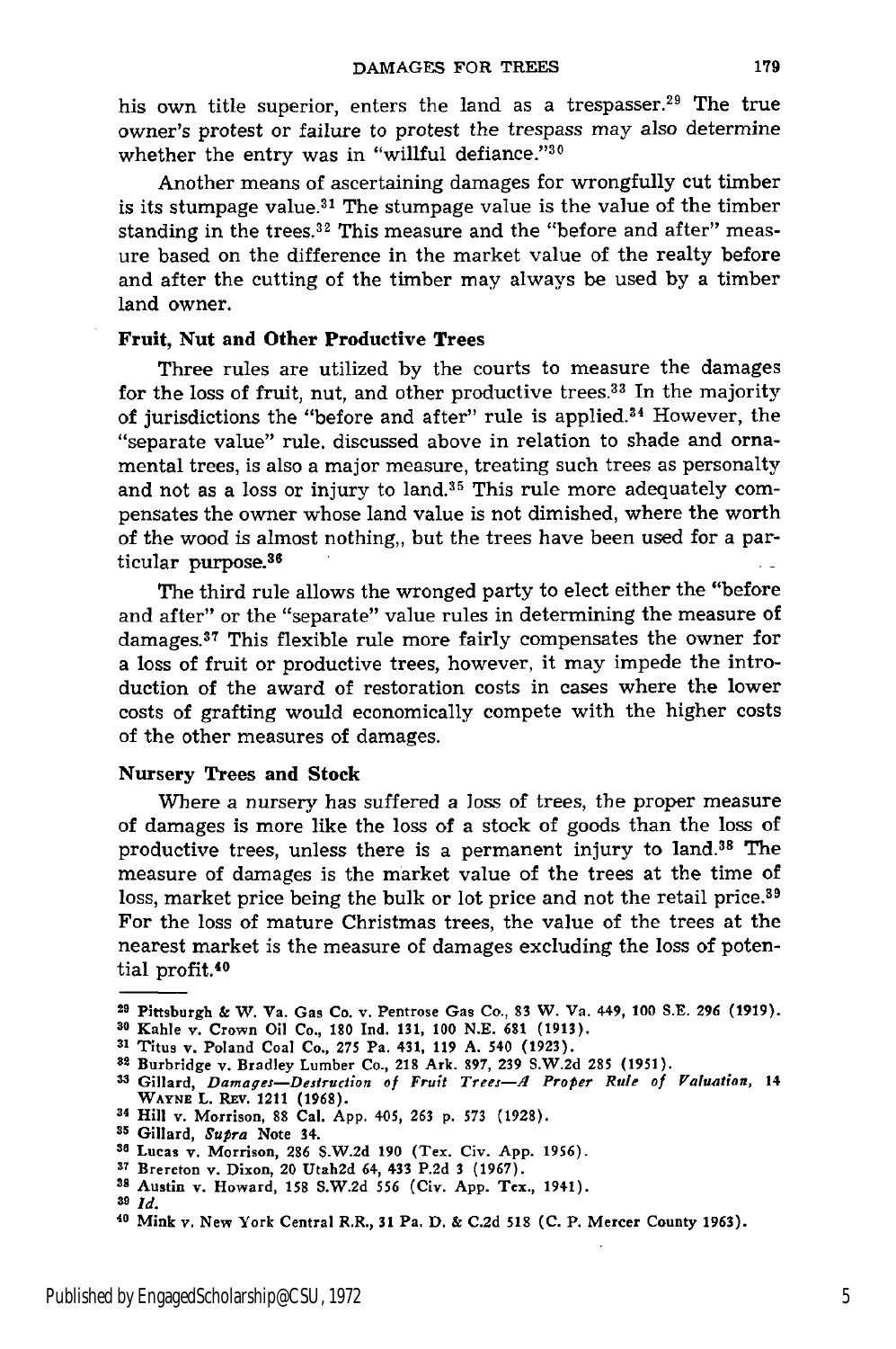his own title superior, enters the land as a trespasser.[29] The true owner's protest or failure to protest the trespass may also determine whether the entry was in "willful defiance."[30]

Another means of ascertaining damages for wrongfully cut timber is its stumpage value.[31] The stumpage value is the value of the timber standing in the trees.[32] This measure and the "before and after" measure based on the difference in the market value of the realty before and after the cutting of the timber may always be used by a timber land owner.

**Fruit, Nut and Other Productive Trees**

Three rules are utilized by the courts to measure the damages for the loss of fruit, nut, and other productive trees.[33] In the majority of jurisdictions the "before and after" rule is applied.[34] However, the "separate value" rule, discussed above in relation to shade and ornamental trees, is also a major measure, treating such trees as personalty and not as a loss or injury to land.[35] This rule more adequately compensates the owner whose land value is not dimished, where the worth of the wood is almost nothing,, but the trees have been used for a particular purpose.[36]

The third rule allows the wronged party to elect either the "before and after" or the "separate" value rules in determining the measure of damages.[37] This flexible rule more fairly compensates the owner for a loss of fruit or productive trees, however, it may impede the introduction of the award of restoration costs in cases where the lower costs of grafting would economically compete with the higher costs of the other measures of damages.

**Nursery Trees and Stock**

Where a nursery has suffered a loss of trees, the proper measure of damages is more like the loss of a stock of goods than the loss of productive trees, unless there is a permanent injury to land.[38] The measure of damages is the market value of the trees at the time of loss, market price being the bulk or lot price and not the retail price.[39] For the loss of mature Christmas trees, the value of the trees at the nearest market is the measure of damages excluding the loss of potential profit.[40]

---

[29] Pittsburgh & W. Va. Gas Co. v. Pentrose Gas Co., 83 W. Va. 449, 100 S.E. 296 (1919).
[30] Kahle v. Crown Oil Co., 180 Ind. 131, 100 N.E. 681 (1913).
[31] Titus v. Poland Coal Co., 275 Pa. 431, 119 A. 540 (1923).
[32] Burbridge v. Bradley Lumber Co., 218 Ark. 897, 239 S.W.2d 285 (1951).
[33] Gillard, *Damages—Destruction of Fruit Trees—A Proper Rule of Valuation*, 14 WAYNE L. REV. 1211 (1968).
[34] Hill v. Morrison, 88 Cal. App. 405, 263 p. 573 (1928).
[35] Gillard, *Supra* Note 34.
[36] Lucas v. Morrison, 286 S.W.2d 190 (Tex. Civ. App. 1956).
[37] Brereton v. Dixon, 20 Utah2d 64, 433 P.2d 3 (1967).
[38] Austin v. Howard, 158 S.W.2d 556 (Civ. App. Tex., 1941).
[39] *Id.*
[40] Mink v. New York Central R.R., 31 Pa. D. & C.2d 518 (C. P. Mercer County 1963).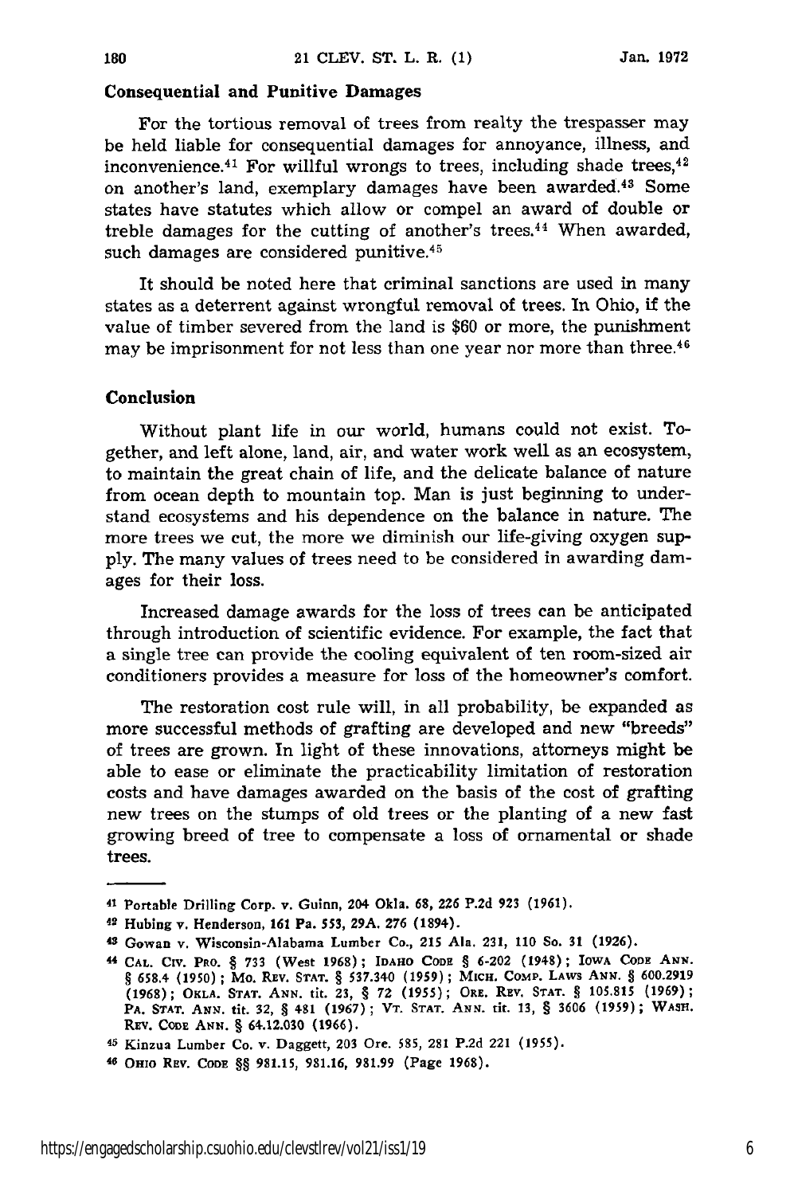### Consequential and Punitive Damages

For the tortious removal of trees from realty the trespasser may be held liable for consequential damages for annoyance, illness, and inconvenience.[41] For willful wrongs to trees, including shade trees,[42] on another's land, exemplary damages have been awarded.[43] Some states have statutes which allow or compel an award of double or treble damages for the cutting of another's trees.[44] When awarded, such damages are considered punitive.[45]

It should be noted here that criminal sanctions are used in many states as a deterrent against wrongful removal of trees. In Ohio, if the value of timber severed from the land is $60 or more, the punishment may be imprisonment for not less than one year nor more than three.[46]

### Conclusion

Without plant life in our world, humans could not exist. Together, and left alone, land, air, and water work well as an ecosystem, to maintain the great chain of life, and the delicate balance of nature from ocean depth to mountain top. Man is just beginning to understand ecosystems and his dependence on the balance in nature. The more trees we cut, the more we diminish our life-giving oxygen supply. The many values of trees need to be considered in awarding damages for their loss.

Increased damage awards for the loss of trees can be anticipated through introduction of scientific evidence. For example, the fact that a single tree can provide the cooling equivalent of ten room-sized air conditioners provides a measure for loss of the homeowner's comfort.

The restoration cost rule will, in all probability, be expanded as more successful methods of grafting are developed and new "breeds" of trees are grown. In light of these innovations, attorneys might be able to ease or eliminate the practicability limitation of restoration costs and have damages awarded on the basis of the cost of grafting new trees on the stumps of old trees or the planting of a new fast growing breed of tree to compensate a loss of ornamental or shade trees.

---

41 Portable Drilling Corp. v. Guinn, 204 Okla. 68, 226 P.2d 923 (1961).

42 Hubing v. Henderson, 161 Pa. 553, 29A. 276 (1894).

43 Gowan v. Wisconsin-Alabama Lumber Co., 215 Ala. 231, 110 So. 31 (1926).

44 CAL. CIV. PRO. § 733 (West 1968); IDAHO CODE § 6-202 (1948); IOWA CODE ANN. § 658.4 (1950); MO. REV. STAT. § 537.340 (1959); MICH. COMP. LAWS ANN. § 600.2919 (1968); OKLA. STAT. ANN. tit. 23, § 72 (1955); ORE. REV. STAT. § 105.815 (1969); PA. STAT. ANN. tit. 32, § 481 (1967); VT. STAT. ANN. tit. 13, § 3606 (1959); WASH. REV. CODE ANN. § 64.12.030 (1966).

45 Kinzua Lumber Co. v. Daggett, 203 Ore. 585, 281 P.2d 221 (1955).

46 OHIO REV. CODE §§ 981.15, 981.16, 981.99 (Page 1968).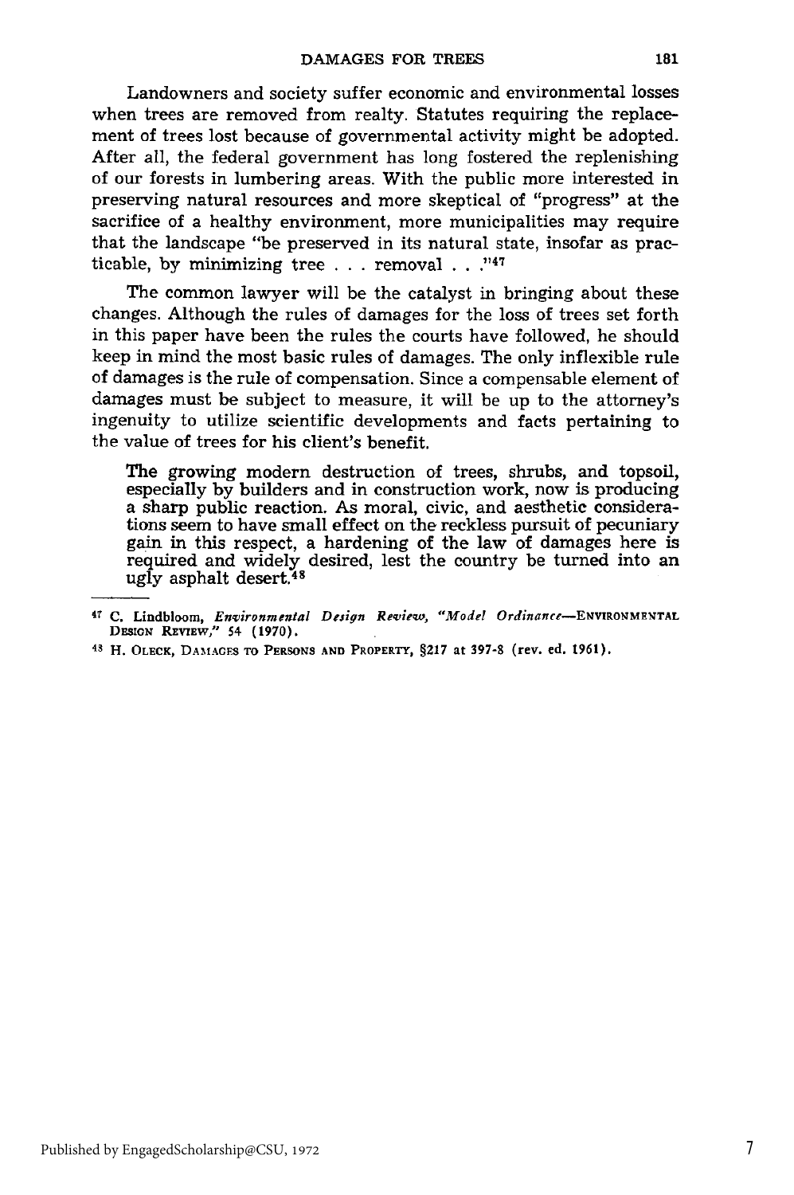Landowners and society suffer economic and environmental losses when trees are removed from realty. Statutes requiring the replacement of trees lost because of governmental activity might be adopted. After all, the federal government has long fostered the replenishing of our forests in lumbering areas. With the public more interested in preserving natural resources and more skeptical of "progress" at the sacrifice of a healthy environment, more municipalities may require that the landscape "be preserved in its natural state, insofar as practicable, by minimizing tree . . . removal . . ."[47]

The common lawyer will be the catalyst in bringing about these changes. Although the rules of damages for the loss of trees set forth in this paper have been the rules the courts have followed, he should keep in mind the most basic rules of damages. The only inflexible rule of damages is the rule of compensation. Since a compensable element of damages must be subject to measure, it will be up to the attorney's ingenuity to utilize scientific developments and facts pertaining to the value of trees for his client's benefit.

> The growing modern destruction of trees, shrubs, and topsoil, especially by builders and in construction work, now is producing a sharp public reaction. As moral, civic, and aesthetic considerations seem to have small effect on the reckless pursuit of pecuniary gain in this respect, a hardening of the law of damages here is required and widely desired, lest the country be turned into an ugly asphalt desert.[48]

---

[47] C. Lindbloom, *Environmental Design Review, "Model Ordinance*—ENVIRONMENTAL DESIGN REVIEW," 54 (1970).

[48] H. OLECK, DAMAGES TO PERSONS AND PROPERTY, §217 at 397-8 (rev. ed. 1961).